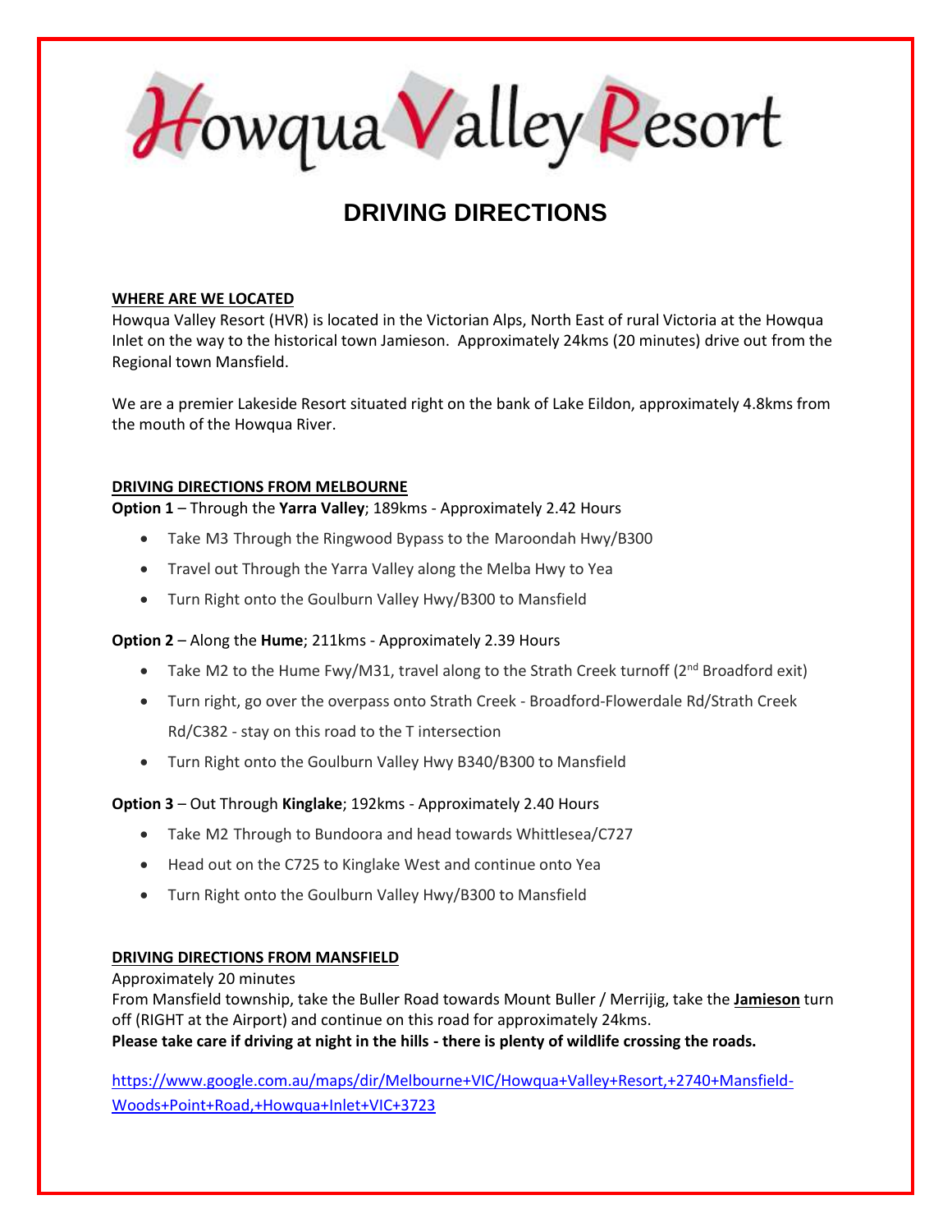# Howqua Valley Resort

## DRIVING DIRECTIONS

### WHERE ARE WE LOCATED

Howqua Valley Resort (HVR) is located in the Victorian Alps, North East of rural Victoria at the Howqua Inlet on the way to the historical town Jamieson. Approximately 24kms (20 minutes) drive out from the Regional town Mansfield.

We are a premier Lakeside Resort situated right on the bank of Lake Eildon, approximately 4.8kms from the mouth of the Howqua River.

### DRIVING DIRECTIONS FROM MELBOURNE

**Option 1** – Through the **Yarra Valley**; 189kms - Approximately 2.42 Hours

- Take M3 Through the Ringwood Bypass to the Maroondah Hwy/B300
- Travel out Through the Yarra Valley along the Melba Hwy to Yea
- Turn Right onto the Goulburn Valley Hwy/B300 to Mansfield

**Option 2** – Along the **Hume**; 211kms - Approximately 2.39 Hours

- Take M2 to the Hume Fwy/M31, travel along to the Strath Creek turnoff (2nd Broadford exit)
- Turn right, go over the overpass onto Strath Creek - Broadford-Flowerdale Rd/Strath Creek Rd/C382 - stay on this road to the T intersection
- Turn Right onto the Goulburn Valley Hwy B340/B300 to Mansfield

**Option 3** – Out Through **Kinglake**; 192kms - Approximately 2.40 Hours

- Take M2 Through to Bundoora and head towards Whittlesea/C727
- Head out on the C725 to Kinglake West and continue onto Yea
- Turn Right onto the Goulburn Valley Hwy/B300 to Mansfield

### DRIVING DIRECTIONS FROM MANSFIELD

Approximately 20 minutes

From Mansfield township, take the Buller Road towards Mount Buller / Merrijig, take the **Jamieson** turn off (RIGHT at the Airport) and continue on this road for approximately 24kms.

**Please take care if driving at night in the hills - there is plenty of wildlife crossing the roads.**

https://www.google.com.au/maps/dir/Melbourne+VIC/Howqua+Valley+Resort,+2740+Mansfield-Woods+Point+Road,+Howqua+Inlet+VIC+3723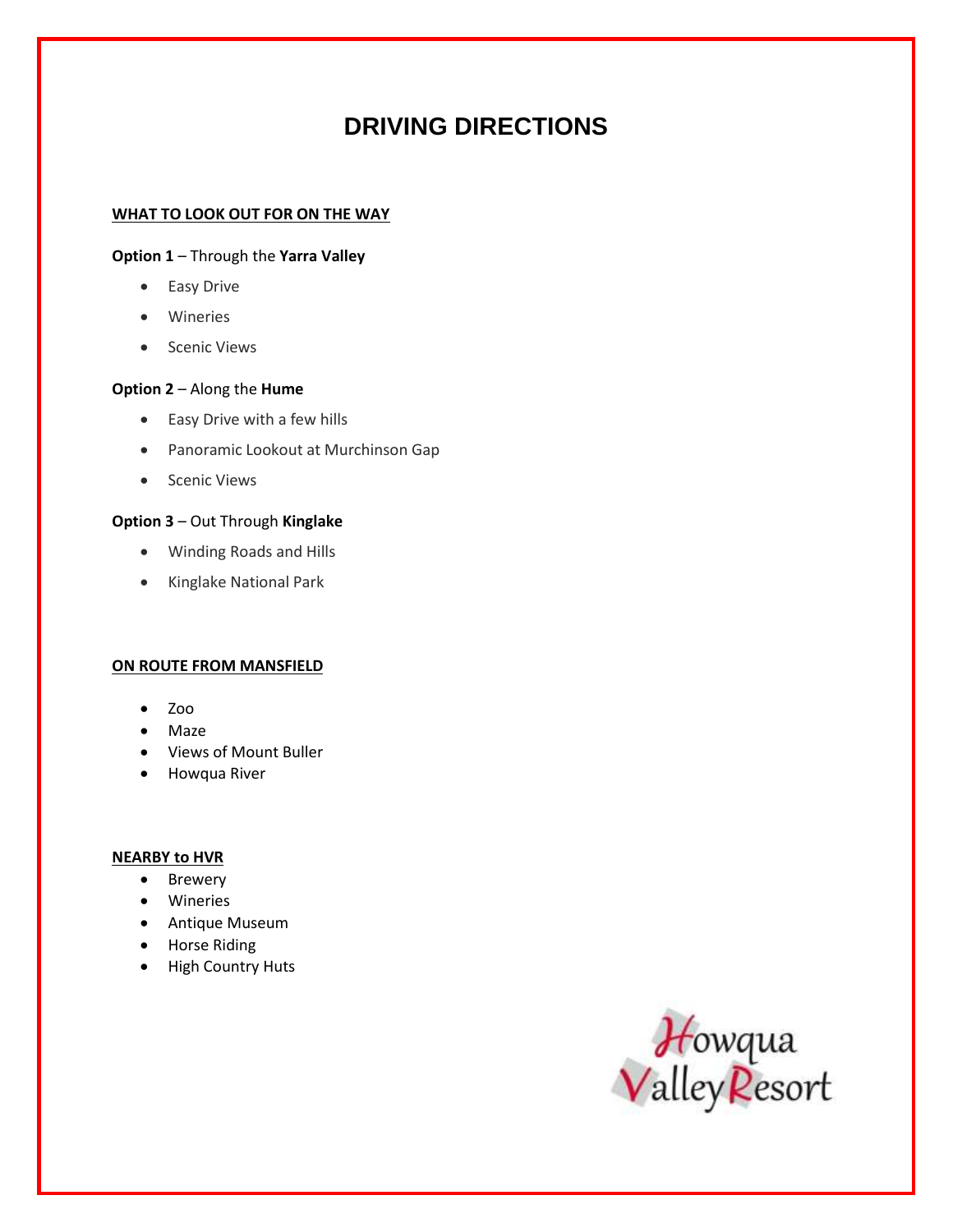# DRIVING DIRECTIONS

## WHAT TO LOOK OUT FOR ON THE WAY

**Option 1** – Through the **Yarra Valley**

- Easy Drive
- Wineries
- Scenic Views

**Option 2** – Along the **Hume**

- Easy Drive with a few hills
- Panoramic Lookout at Murchinson Gap
- Scenic Views

**Option 3** – Out Through **Kinglake**

- Winding Roads and Hills
- Kinglake National Park

## ON ROUTE FROM MANSFIELD

- Zoo
- Maze
- Views of Mount Buller
- Howqua River

## NEARBY to HVR

- Brewery
- Wineries
- Antique Museum
- Horse Riding
- High Country Huts

Howqua Valley Resort